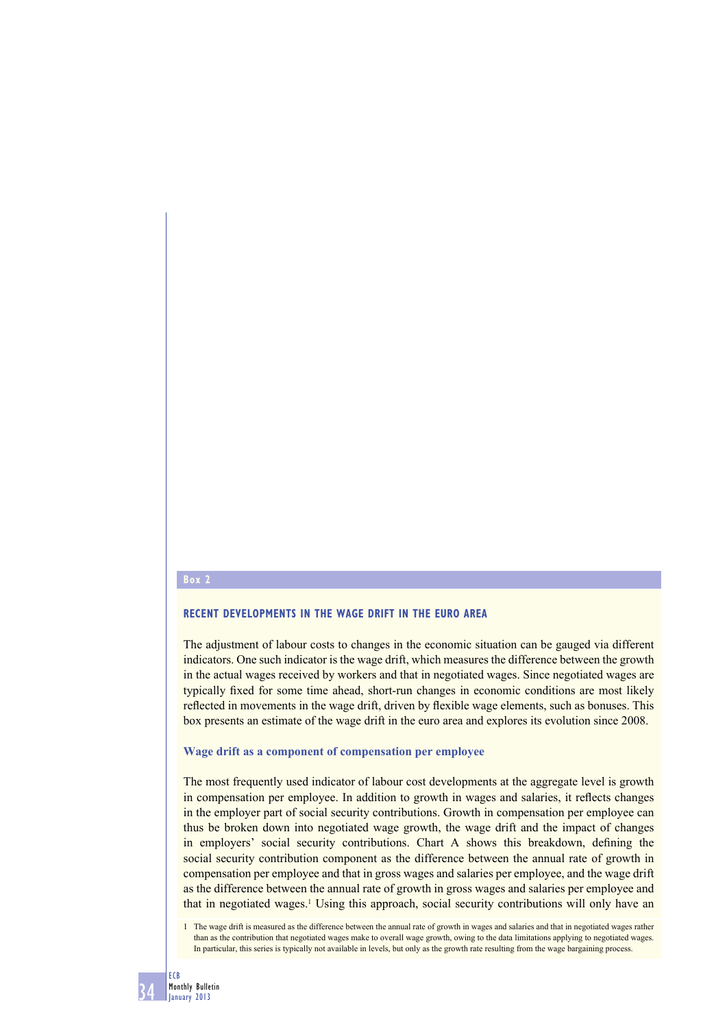**Box 2**

## RECENT DEVELOPMENTS IN THE WAGE DRIFT IN THE EURO AREA

The adjustment of labour costs to changes in the economic situation can be gauged via different indicators. One such indicator is the wage drift, which measures the difference between the growth in the actual wages received by workers and that in negotiated wages. Since negotiated wages are typically fixed for some time ahead, short-run changes in economic conditions are most likely reflected in movements in the wage drift, driven by flexible wage elements, such as bonuses. This box presents an estimate of the wage drift in the euro area and explores its evolution since 2008.

### Wage drift as a component of compensation per employee

The most frequently used indicator of labour cost developments at the aggregate level is growth in compensation per employee. In addition to growth in wages and salaries, it reflects changes in the employer part of social security contributions. Growth in compensation per employee can thus be broken down into negotiated wage growth, the wage drift and the impact of changes in employers' social security contributions. Chart A shows this breakdown, defining the social security contribution component as the difference between the annual rate of growth in compensation per employee and that in gross wages and salaries per employee, and the wage drift as the difference between the annual rate of growth in gross wages and salaries per employee and that in negotiated wages.[1] Using this approach, social security contributions will only have an

1 The wage drift is measured as the difference between the annual rate of growth in wages and salaries and that in negotiated wages rather than as the contribution that negotiated wages make to overall wage growth, owing to the data limitations applying to negotiated wages. In particular, this series is typically not available in levels, but only as the growth rate resulting from the wage bargaining process.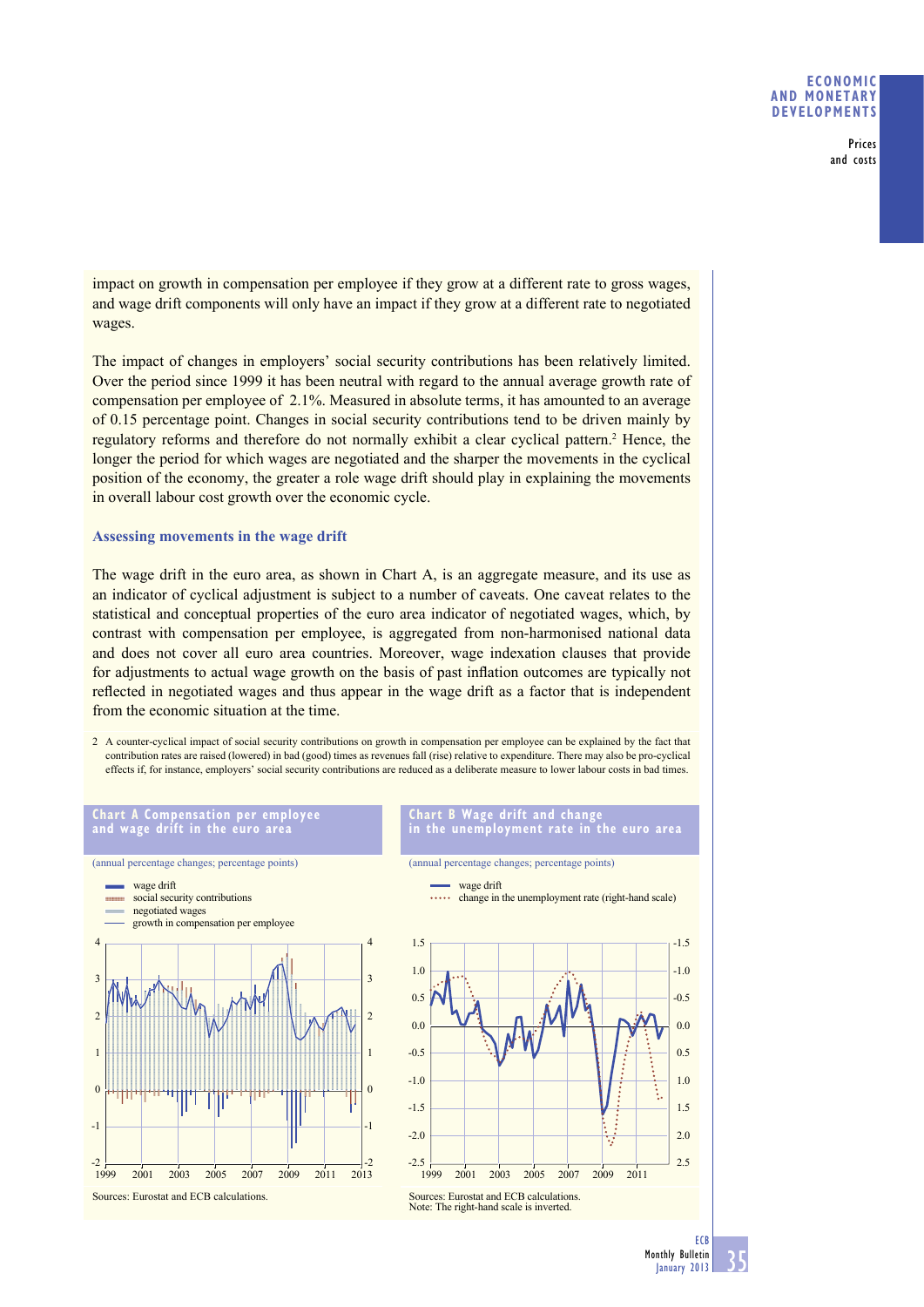impact on growth in compensation per employee if they grow at a different rate to gross wages, and wage drift components will only have an impact if they grow at a different rate to negotiated wages.

The impact of changes in employers' social security contributions has been relatively limited. Over the period since 1999 it has been neutral with regard to the annual average growth rate of compensation per employee of 2.1%. Measured in absolute terms, it has amounted to an average of 0.15 percentage point. Changes in social security contributions tend to be driven mainly by regulatory reforms and therefore do not normally exhibit a clear cyclical pattern.[2] Hence, the longer the period for which wages are negotiated and the sharper the movements in the cyclical position of the economy, the greater a role wage drift should play in explaining the movements in overall labour cost growth over the economic cycle.

### Assessing movements in the wage drift

The wage drift in the euro area, as shown in Chart A, is an aggregate measure, and its use as an indicator of cyclical adjustment is subject to a number of caveats. One caveat relates to the statistical and conceptual properties of the euro area indicator of negotiated wages, which, by contrast with compensation per employee, is aggregated from non-harmonised national data and does not cover all euro area countries. Moreover, wage indexation clauses that provide for adjustments to actual wage growth on the basis of past inflation outcomes are typically not reflected in negotiated wages and thus appear in the wage drift as a factor that is independent from the economic situation at the time.

2 A counter-cyclical impact of social security contributions on growth in compensation per employee can be explained by the fact that contribution rates are raised (lowered) in bad (good) times as revenues fall (rise) relative to expenditure. There may also be pro-cyclical effects if, for instance, employers' social security contributions are reduced as a deliberate measure to lower labour costs in bad times.

**Chart A Compensation per employee and wage drift in the euro area**

(annual percentage changes; percentage points)

Sources: Eurostat and ECB calculations.

**Chart B Wage drift and change in the unemployment rate in the euro area**

(annual percentage changes; percentage points)

Sources: Eurostat and ECB calculations.
Note: The right-hand scale is inverted.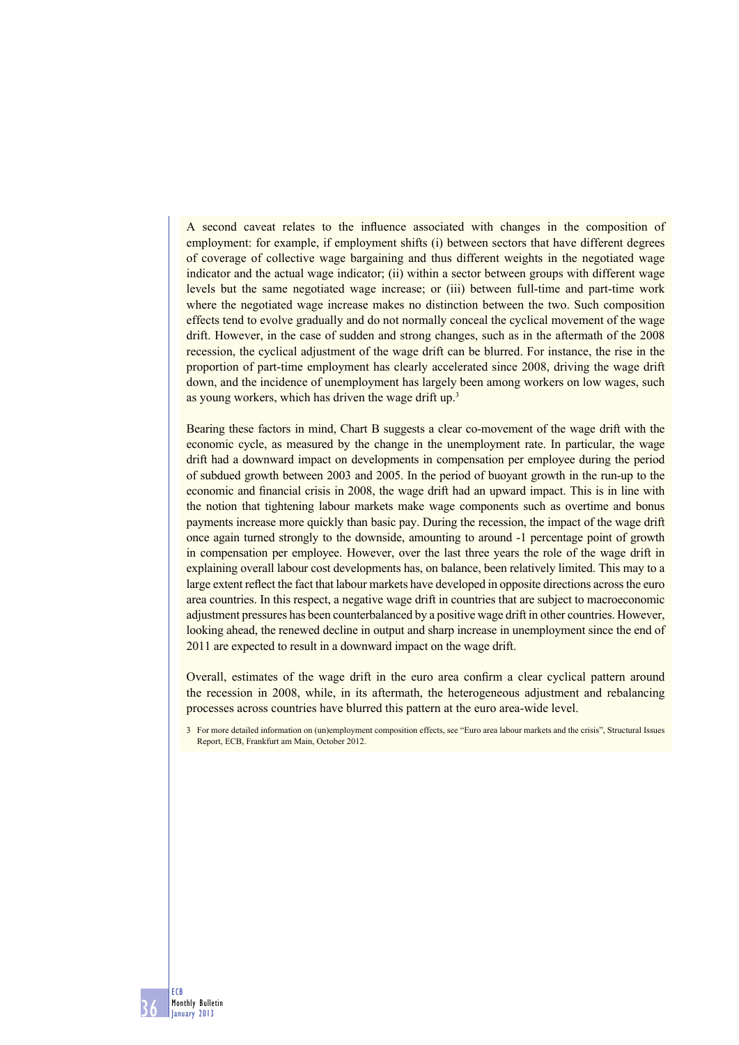A second caveat relates to the influence associated with changes in the composition of employment: for example, if employment shifts (i) between sectors that have different degrees of coverage of collective wage bargaining and thus different weights in the negotiated wage indicator and the actual wage indicator; (ii) within a sector between groups with different wage levels but the same negotiated wage increase; or (iii) between full-time and part-time work where the negotiated wage increase makes no distinction between the two. Such composition effects tend to evolve gradually and do not normally conceal the cyclical movement of the wage drift. However, in the case of sudden and strong changes, such as in the aftermath of the 2008 recession, the cyclical adjustment of the wage drift can be blurred. For instance, the rise in the proportion of part-time employment has clearly accelerated since 2008, driving the wage drift down, and the incidence of unemployment has largely been among workers on low wages, such as young workers, which has driven the wage drift up.[3]

Bearing these factors in mind, Chart B suggests a clear co-movement of the wage drift with the economic cycle, as measured by the change in the unemployment rate. In particular, the wage drift had a downward impact on developments in compensation per employee during the period of subdued growth between 2003 and 2005. In the period of buoyant growth in the run-up to the economic and financial crisis in 2008, the wage drift had an upward impact. This is in line with the notion that tightening labour markets make wage components such as overtime and bonus payments increase more quickly than basic pay. During the recession, the impact of the wage drift once again turned strongly to the downside, amounting to around -1 percentage point of growth in compensation per employee. However, over the last three years the role of the wage drift in explaining overall labour cost developments has, on balance, been relatively limited. This may to a large extent reflect the fact that labour markets have developed in opposite directions across the euro area countries. In this respect, a negative wage drift in countries that are subject to macroeconomic adjustment pressures has been counterbalanced by a positive wage drift in other countries. However, looking ahead, the renewed decline in output and sharp increase in unemployment since the end of 2011 are expected to result in a downward impact on the wage drift.

Overall, estimates of the wage drift in the euro area confirm a clear cyclical pattern around the recession in 2008, while, in its aftermath, the heterogeneous adjustment and rebalancing processes across countries have blurred this pattern at the euro area-wide level.

3 For more detailed information on (un)employment composition effects, see "Euro area labour markets and the crisis", Structural Issues Report, ECB, Frankfurt am Main, October 2012.